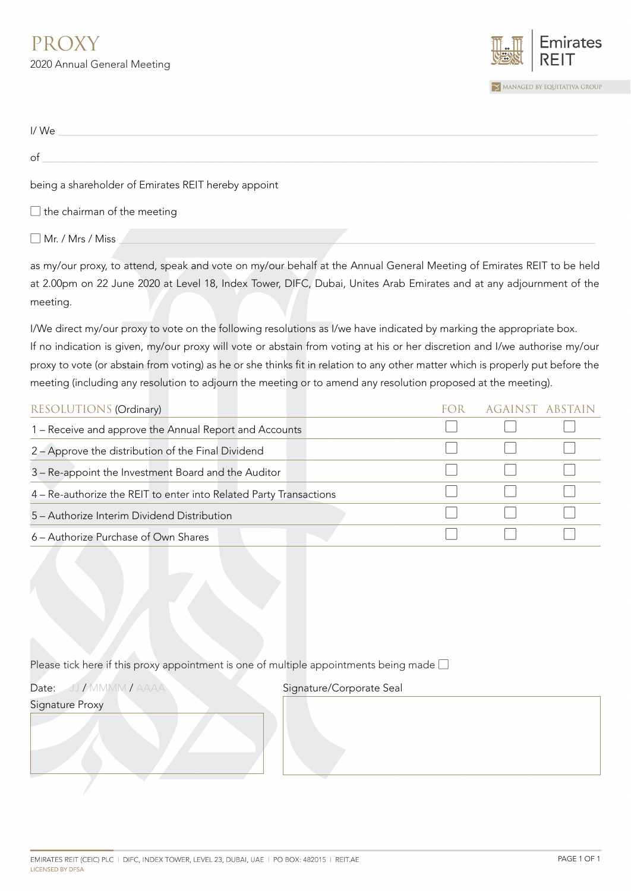# PROXY

2020 Annual General Meeting

Emirates REIT

MANAGED BY EQUITATIVA GROUP

I/ We ______________________________________________

of ______________________________________________

being a shareholder of Emirates REIT hereby appoint

☐ the chairman of the meeting

☐ Mr. / Mrs / Miss ______________________________________________

as my/our proxy, to attend, speak and vote on my/our behalf at the Annual General Meeting of Emirates REIT to be held at 2.00pm on 22 June 2020 at Level 18, Index Tower, DIFC, Dubai, Unites Arab Emirates and at any adjournment of the meeting.

I/We direct my/our proxy to vote on the following resolutions as I/we have indicated by marking the appropriate box.
If no indication is given, my/our proxy will vote or abstain from voting at his or her discretion and I/we authorise my/our proxy to vote (or abstain from voting) as he or she thinks fit in relation to any other matter which is properly put before the meeting (including any resolution to adjourn the meeting or to amend any resolution proposed at the meeting).

| RESOLUTIONS (Ordinary) | FOR | AGAINST | ABSTAIN |
|---|---|---|---|
| 1 – Receive and approve the Annual Report and Accounts | ☐ | ☐ | ☐ |
| 2 – Approve the distribution of the Final Dividend | ☐ | ☐ | ☐ |
| 3 – Re-appoint the Investment Board and the Auditor | ☐ | ☐ | ☐ |
| 4 – Re-authorize the REIT to enter into Related Party Transactions | ☐ | ☐ | ☐ |
| 5 – Authorize Interim Dividend Distribution | ☐ | ☐ | ☐ |
| 6 – Authorize Purchase of Own Shares | ☐ | ☐ | ☐ |

Please tick here if this proxy appointment is one of multiple appointments being made ☐

Date: JJ / MMMM / AAAA

Signature Proxy

Signature/Corporate Seal

EMIRATES REIT (CEIC) PLC | DIFC, INDEX TOWER, LEVEL 23, DUBAI, UAE | PO BOX: 482015 | REIT.AE
LICENSED BY DFSA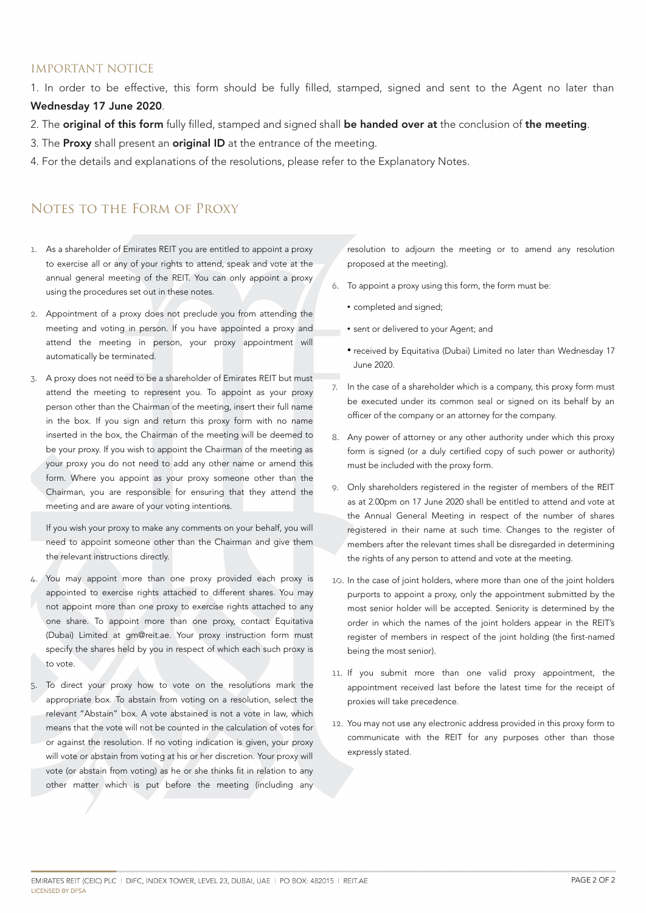## IMPORTANT NOTICE

1. In order to be effective, this form should be fully filled, stamped, signed and sent to the Agent no later than **Wednesday 17 June 2020**.
2. The **original of this form** fully filled, stamped and signed shall **be handed over at** the conclusion of **the meeting**.
3. The **Proxy** shall present an **original ID** at the entrance of the meeting.
4. For the details and explanations of the resolutions, please refer to the Explanatory Notes.

## NOTES TO THE FORM OF PROXY

1. As a shareholder of Emirates REIT you are entitled to appoint a proxy to exercise all or any of your rights to attend, speak and vote at the annual general meeting of the REIT. You can only appoint a proxy using the procedures set out in these notes.
2. Appointment of a proxy does not preclude you from attending the meeting and voting in person. If you have appointed a proxy and attend the meeting in person, your proxy appointment will automatically be terminated.
3. A proxy does not need to be a shareholder of Emirates REIT but must attend the meeting to represent you. To appoint as your proxy person other than the Chairman of the meeting, insert their full name in the box. If you sign and return this proxy form with no name inserted in the box, the Chairman of the meeting will be deemed to be your proxy. If you wish to appoint the Chairman of the meeting as your proxy you do not need to add any other name or amend this form. Where you appoint as your proxy someone other than the Chairman, you are responsible for ensuring that they attend the meeting and are aware of your voting intentions.

   If you wish your proxy to make any comments on your behalf, you will need to appoint someone other than the Chairman and give them the relevant instructions directly.
4. You may appoint more than one proxy provided each proxy is appointed to exercise rights attached to different shares. You may not appoint more than one proxy to exercise rights attached to any one share. To appoint more than one proxy, contact Equitativa (Dubai) Limited at gm@reit.ae. Your proxy instruction form must specify the shares held by you in respect of which each such proxy is to vote.
5. To direct your proxy how to vote on the resolutions mark the appropriate box. To abstain from voting on a resolution, select the relevant "Abstain" box. A vote abstained is not a vote in law, which means that the vote will not be counted in the calculation of votes for or against the resolution. If no voting indication is given, your proxy will vote or abstain from voting at his or her discretion. Your proxy will vote (or abstain from voting) as he or she thinks fit in relation to any other matter which is put before the meeting (including any resolution to adjourn the meeting or to amend any resolution proposed at the meeting).
6. To appoint a proxy using this form, the form must be:
   - completed and signed;
   - sent or delivered to your Agent; and
   - received by Equitativa (Dubai) Limited no later than Wednesday 17 June 2020.
7. In the case of a shareholder which is a company, this proxy form must be executed under its common seal or signed on its behalf by an officer of the company or an attorney for the company.
8. Any power of attorney or any other authority under which this proxy form is signed (or a duly certified copy of such power or authority) must be included with the proxy form.
9. Only shareholders registered in the register of members of the REIT as at 2.00pm on 17 June 2020 shall be entitled to attend and vote at the Annual General Meeting in respect of the number of shares registered in their name at such time. Changes to the register of members after the relevant times shall be disregarded in determining the rights of any person to attend and vote at the meeting.
10. In the case of joint holders, where more than one of the joint holders purports to appoint a proxy, only the appointment submitted by the most senior holder will be accepted. Seniority is determined by the order in which the names of the joint holders appear in the REIT's register of members in respect of the joint holding (the first-named being the most senior).
11. If you submit more than one valid proxy appointment, the appointment received last before the latest time for the receipt of proxies will take precedence.
12. You may not use any electronic address provided in this proxy form to communicate with the REIT for any purposes other than those expressly stated.

EMIRATES REIT (CEIC) PLC | DIFC, INDEX TOWER, LEVEL 23, DUBAI, UAE | PO BOX: 482015 | REIT.AE
LICENSED BY DFSA